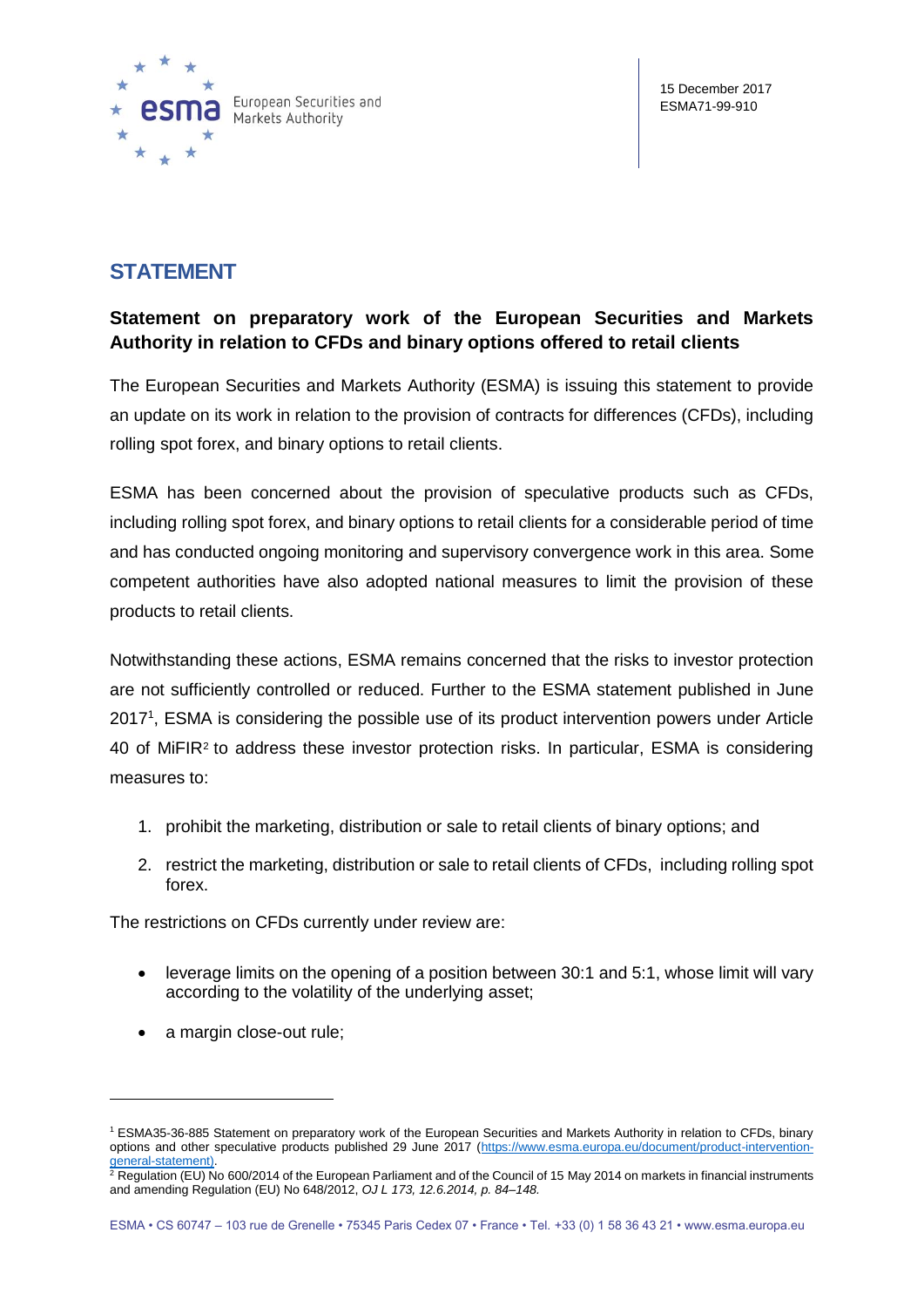15 December 2017
ESMA71-99-910

# STATEMENT

## Statement on preparatory work of the European Securities and Markets Authority in relation to CFDs and binary options offered to retail clients

The European Securities and Markets Authority (ESMA) is issuing this statement to provide an update on its work in relation to the provision of contracts for differences (CFDs), including rolling spot forex, and binary options to retail clients.

ESMA has been concerned about the provision of speculative products such as CFDs, including rolling spot forex, and binary options to retail clients for a considerable period of time and has conducted ongoing monitoring and supervisory convergence work in this area. Some competent authorities have also adopted national measures to limit the provision of these products to retail clients.

Notwithstanding these actions, ESMA remains concerned that the risks to investor protection are not sufficiently controlled or reduced. Further to the ESMA statement published in June 2017[1], ESMA is considering the possible use of its product intervention powers under Article 40 of MiFIR[2] to address these investor protection risks. In particular, ESMA is considering measures to:

1. prohibit the marketing, distribution or sale to retail clients of binary options; and
2. restrict the marketing, distribution or sale to retail clients of CFDs, including rolling spot forex.

The restrictions on CFDs currently under review are:

- leverage limits on the opening of a position between 30:1 and 5:1, whose limit will vary according to the volatility of the underlying asset;
- a margin close-out rule;

---

[1] ESMA35-36-885 Statement on preparatory work of the European Securities and Markets Authority in relation to CFDs, binary options and other speculative products published 29 June 2017 (https://www.esma.europa.eu/document/product-intervention-general-statement).

[2] Regulation (EU) No 600/2014 of the European Parliament and of the Council of 15 May 2014 on markets in financial instruments and amending Regulation (EU) No 648/2012, *OJ L 173, 12.6.2014, p. 84–148.*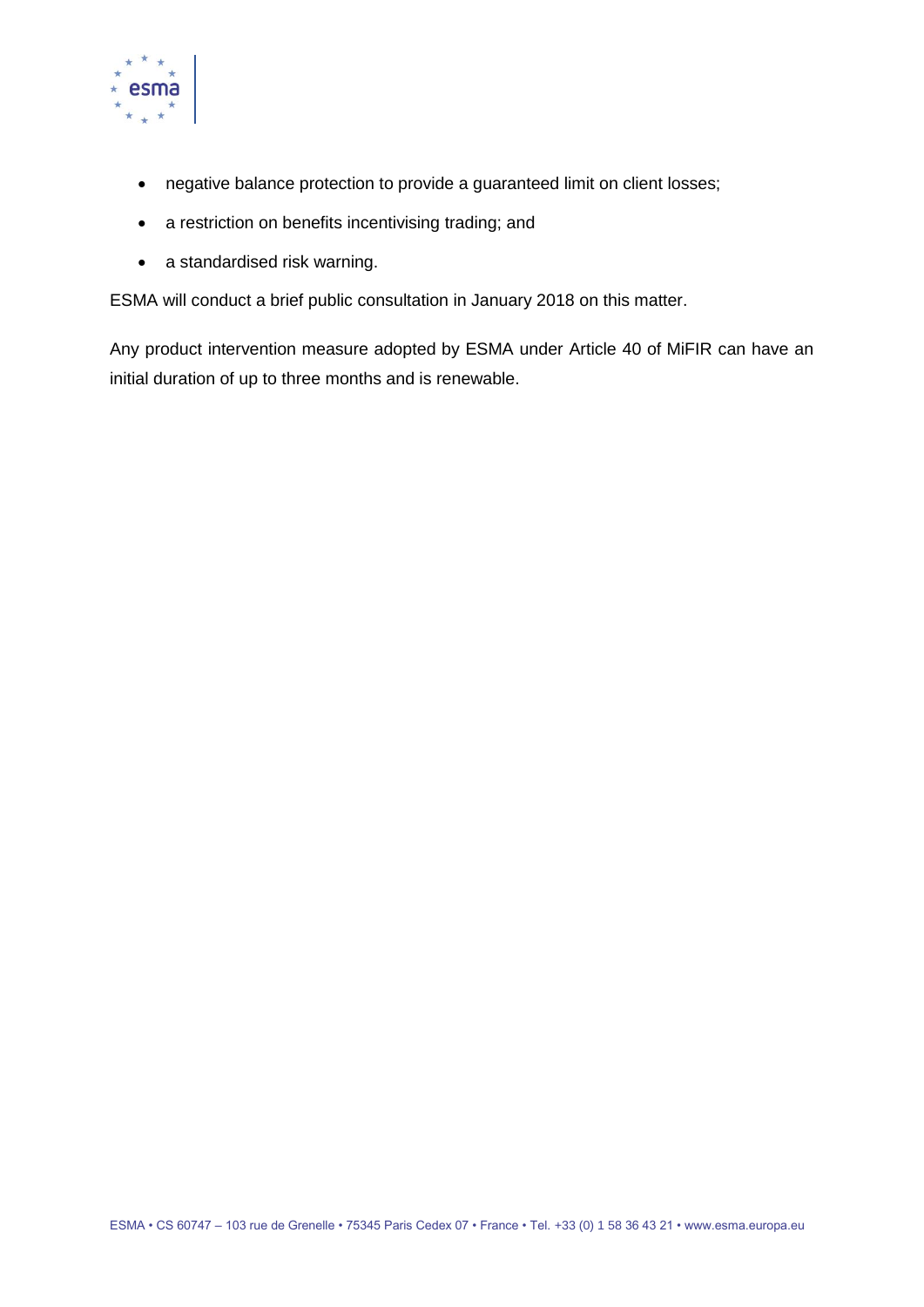- negative balance protection to provide a guaranteed limit on client losses;
- a restriction on benefits incentivising trading; and
- a standardised risk warning.

ESMA will conduct a brief public consultation in January 2018 on this matter.

Any product intervention measure adopted by ESMA under Article 40 of MiFIR can have an initial duration of up to three months and is renewable.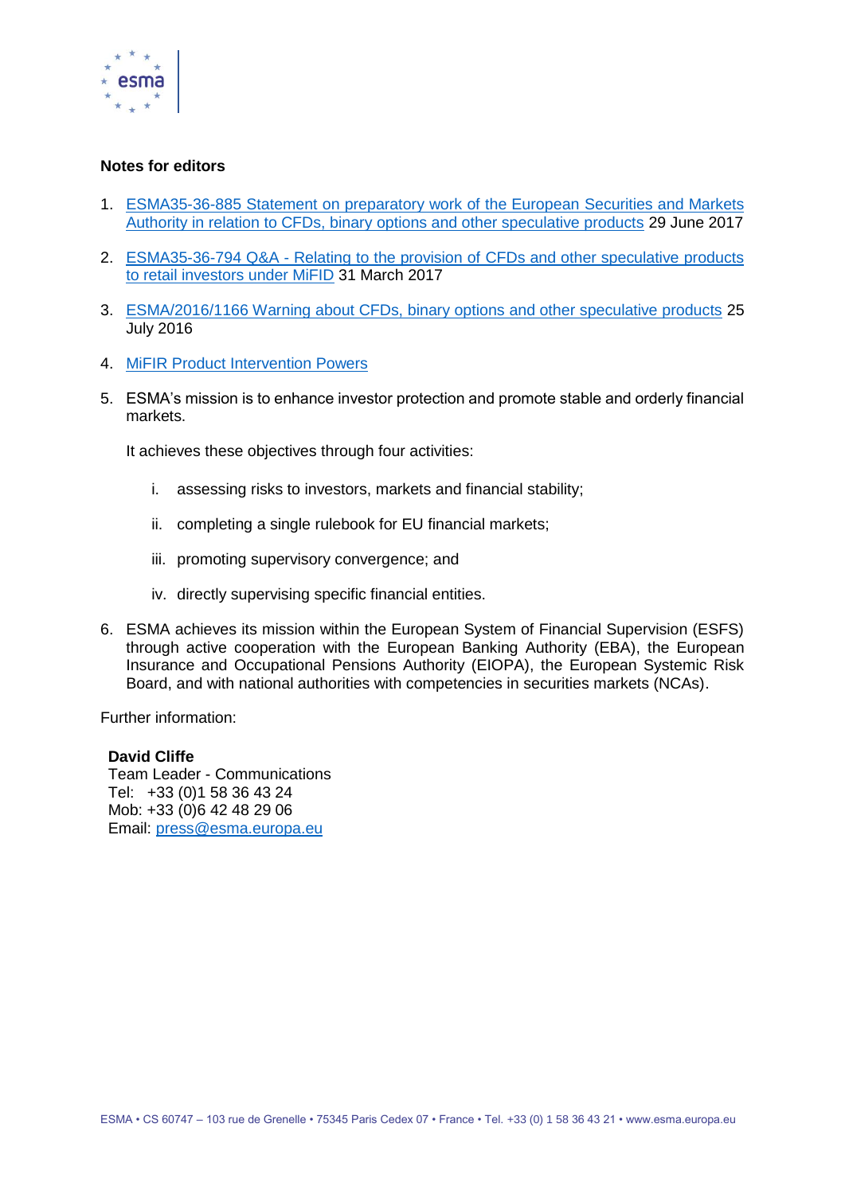**Notes for editors**

1. ESMA35-36-885 Statement on preparatory work of the European Securities and Markets Authority in relation to CFDs, binary options and other speculative products 29 June 2017

2. ESMA35-36-794 Q&A - Relating to the provision of CFDs and other speculative products to retail investors under MiFID 31 March 2017

3. ESMA/2016/1166 Warning about CFDs, binary options and other speculative products 25 July 2016

4. MiFIR Product Intervention Powers

5. ESMA's mission is to enhance investor protection and promote stable and orderly financial markets.

   It achieves these objectives through four activities:

   i. assessing risks to investors, markets and financial stability;

   ii. completing a single rulebook for EU financial markets;

   iii. promoting supervisory convergence; and

   iv. directly supervising specific financial entities.

6. ESMA achieves its mission within the European System of Financial Supervision (ESFS) through active cooperation with the European Banking Authority (EBA), the European Insurance and Occupational Pensions Authority (EIOPA), the European Systemic Risk Board, and with national authorities with competencies in securities markets (NCAs).

Further information:

**David Cliffe**
Team Leader - Communications
Tel: +33 (0)1 58 36 43 24
Mob: +33 (0)6 42 48 29 06
Email: press@esma.europa.eu